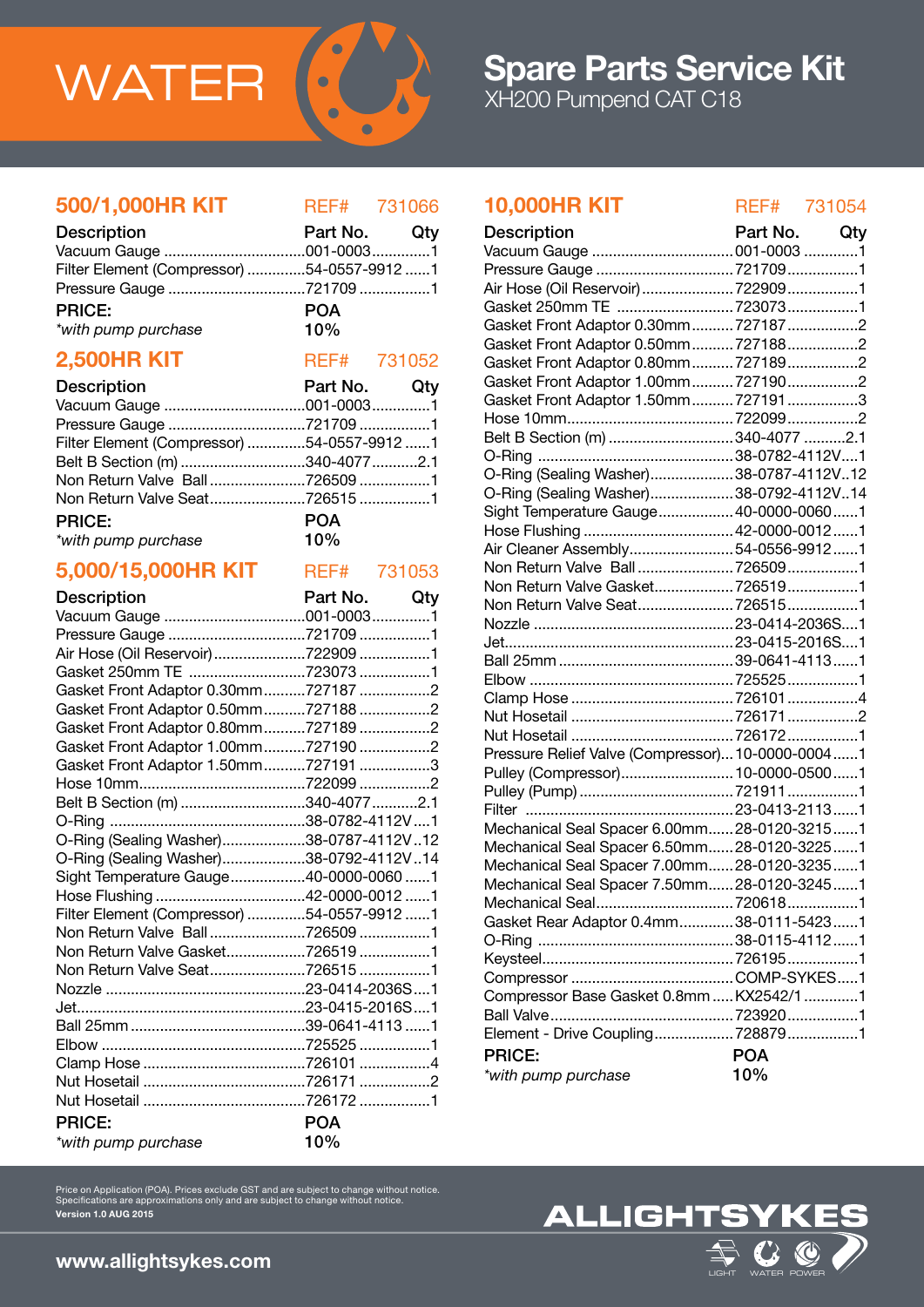WATER

# Spare Parts Service Kit

XH200 Pumpend CAT C18

## 500/1,000HR KIT

REF# 731066

| Description | Part No. | Qty |
|---|---|---|
| Vacuum Gauge | 001-0003 | 1 |
| Filter Element (Compressor) | 54-0557-9912 | 1 |
| Pressure Gauge | 721709 | 1 |

**PRICE:** POA
*\*with pump purchase* 10%

## 2,500HR KIT

REF# 731052

| Description | Part No. | Qty |
|---|---|---|
| Vacuum Gauge | 001-0003 | 1 |
| Pressure Gauge | 721709 | 1 |
| Filter Element (Compressor) | 54-0557-9912 | 1 |
| Belt B Section (m) | 340-4077 | 2.1 |
| Non Return Valve Ball | 726509 | 1 |
| Non Return Valve Seat | 726515 | 1 |

**PRICE:** POA
*\*with pump purchase* 10%

## 5,000/15,000HR KIT

REF# 731053

| Description | Part No. | Qty |
|---|---|---|
| Vacuum Gauge | 001-0003 | 1 |
| Pressure Gauge | 721709 | 1 |
| Air Hose (Oil Reservoir) | 722909 | 1 |
| Gasket 250mm TE | 723073 | 1 |
| Gasket Front Adaptor 0.30mm | 727187 | 2 |
| Gasket Front Adaptor 0.50mm | 727188 | 2 |
| Gasket Front Adaptor 0.80mm | 727189 | 2 |
| Gasket Front Adaptor 1.00mm | 727190 | 2 |
| Gasket Front Adaptor 1.50mm | 727191 | 3 |
| Hose 10mm | 722099 | 2 |
| Belt B Section (m) | 340-4077 | 2.1 |
| O-Ring | 38-0782-4112V | 1 |
| O-Ring (Sealing Washer) | 38-0787-4112V | 12 |
| O-Ring (Sealing Washer) | 38-0792-4112V | 14 |
| Sight Temperature Gauge | 40-0000-0060 | 1 |
| Hose Flushing | 42-0000-0012 | 1 |
| Filter Element (Compressor) | 54-0557-9912 | 1 |
| Non Return Valve Ball | 726509 | 1 |
| Non Return Valve Gasket | 726519 | 1 |
| Non Return Valve Seat | 726515 | 1 |
| Nozzle | 23-0414-2036S | 1 |
| Jet | 23-0415-2016S | 1 |
| Ball 25mm | 39-0641-4113 | 1 |
| Elbow | 725525 | 1 |
| Clamp Hose | 726101 | 4 |
| Nut Hosetail | 726171 | 2 |
| Nut Hosetail | 726172 | 1 |

**PRICE:** POA
*\*with pump purchase* 10%

## 10,000HR KIT

REF# 731054

| Description | Part No. | Qty |
|---|---|---|
| Vacuum Gauge | 001-0003 | 1 |
| Pressure Gauge | 721709 | 1 |
| Air Hose (Oil Reservoir) | 722909 | 1 |
| Gasket 250mm TE | 723073 | 1 |
| Gasket Front Adaptor 0.30mm | 727187 | 2 |
| Gasket Front Adaptor 0.50mm | 727188 | 2 |
| Gasket Front Adaptor 0.80mm | 727189 | 2 |
| Gasket Front Adaptor 1.00mm | 727190 | 2 |
| Gasket Front Adaptor 1.50mm | 727191 | 3 |
| Hose 10mm | 722099 | 2 |
| Belt B Section (m) | 340-4077 | 2.1 |
| O-Ring | 38-0782-4112V | 1 |
| O-Ring (Sealing Washer) | 38-0787-4112V | 12 |
| O-Ring (Sealing Washer) | 38-0792-4112V | 14 |
| Sight Temperature Gauge | 40-0000-0060 | 1 |
| Hose Flushing | 42-0000-0012 | 1 |
| Air Cleaner Assembly | 54-0556-9912 | 1 |
| Non Return Valve Ball | 726509 | 1 |
| Non Return Valve Gasket | 726519 | 1 |
| Non Return Valve Seat | 726515 | 1 |
| Nozzle | 23-0414-2036S | 1 |
| Jet | 23-0415-2016S | 1 |
| Ball 25mm | 39-0641-4113 | 1 |
| Elbow | 725525 | 1 |
| Clamp Hose | 726101 | 4 |
| Nut Hosetail | 726171 | 2 |
| Nut Hosetail | 726172 | 1 |
| Pressure Relief Valve (Compressor) | 10-0000-0004 | 1 |
| Pulley (Compressor) | 10-0000-0500 | 1 |
| Pulley (Pump) | 721911 | 1 |
| Filter | 23-0413-2113 | 1 |
| Mechanical Seal Spacer 6.00mm | 28-0120-3215 | 1 |
| Mechanical Seal Spacer 6.50mm | 28-0120-3225 | 1 |
| Mechanical Seal Spacer 7.00mm | 28-0120-3235 | 1 |
| Mechanical Seal Spacer 7.50mm | 28-0120-3245 | 1 |
| Mechanical Seal | 720618 | 1 |
| Gasket Rear Adaptor 0.4mm | 38-0111-5423 | 1 |
| O-Ring | 38-0115-4112 | 1 |
| Keysteel | 726195 | 1 |
| Compressor | COMP-SYKES | 1 |
| Compressor Base Gasket 0.8mm | KX2542/1 | 1 |
| Ball Valve | 723920 | 1 |
| Element - Drive Coupling | 728879 | 1 |

**PRICE:** POA
*\*with pump purchase* 10%

Price on Application (POA). Prices exclude GST and are subject to change without notice.
Specifications are approximations only and are subject to change without notice.
**Version 1.0 AUG 2015**

**www.allightsykes.com**

ALLIGHTSYKES
LIGHT WATER POWER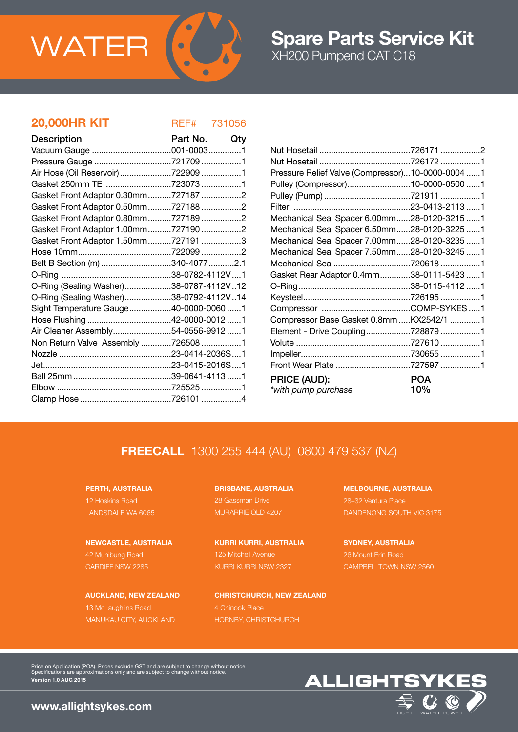WATER

# Spare Parts Service Kit

XH200 Pumpend CAT C18

## 20,000HR KIT

REF# 731056

| Description | Part No. | Qty |
|---|---|---|
| Vacuum Gauge | 001-0003 | 1 |
| Pressure Gauge | 721709 | 1 |
| Air Hose (Oil Reservoir) | 722909 | 1 |
| Gasket 250mm TE | 723073 | 1 |
| Gasket Front Adaptor 0.30mm | 727187 | 2 |
| Gasket Front Adaptor 0.50mm | 727188 | 2 |
| Gasket Front Adaptor 0.80mm | 727189 | 2 |
| Gasket Front Adaptor 1.00mm | 727190 | 2 |
| Gasket Front Adaptor 1.50mm | 727191 | 3 |
| Hose 10mm | 722099 | 2 |
| Belt B Section (m) | 340-4077 | 2.1 |
| O-Ring | 38-0782-4112V | 1 |
| O-Ring (Sealing Washer) | 38-0787-4112V | 12 |
| O-Ring (Sealing Washer) | 38-0792-4112V | 14 |
| Sight Temperature Gauge | 40-0000-0060 | 1 |
| Hose Flushing | 42-0000-0012 | 1 |
| Air Cleaner Assembly | 54-0556-9912 | 1 |
| Non Return Valve Assembly | 726508 | 1 |
| Nozzle | 23-0414-2036S | 1 |
| Jet | 23-0415-2016S | 1 |
| Ball 25mm | 39-0641-4113 | 1 |
| Elbow | 725525 | 1 |
| Clamp Hose | 726101 | 4 |
| Nut Hosetail | 726171 | 2 |
| Nut Hosetail | 726172 | 1 |
| Pressure Relief Valve (Compressor) | 10-0000-0004 | 1 |
| Pulley (Compressor) | 10-0000-0500 | 1 |
| Pulley (Pump) | 721911 | 1 |
| Filter | 23-0413-2113 | 1 |
| Mechanical Seal Spacer 6.00mm | 28-0120-3215 | 1 |
| Mechanical Seal Spacer 6.50mm | 28-0120-3225 | 1 |
| Mechanical Seal Spacer 7.00mm | 28-0120-3235 | 1 |
| Mechanical Seal Spacer 7.50mm | 28-0120-3245 | 1 |
| Mechanical Seal | 720618 | 1 |
| Gasket Rear Adaptor 0.4mm | 38-0111-5423 | 1 |
| O-Ring | 38-0115-4112 | 1 |
| Keysteel | 726195 | 1 |
| Compressor | COMP-SYKES | 1 |
| Compressor Base Gasket 0.8mm | KX2542/1 | 1 |
| Element - Drive Coupling | 728879 | 1 |
| Volute | 727610 | 1 |
| Impeller | 730655 | 1 |
| Front Wear Plate | 727597 | 1 |

**PRICE (AUD):** POA

*\*with pump purchase* 10%

**FREECALL** 1300 255 444 (AU) 0800 479 537 (NZ)

**PERTH, AUSTRALIA**
12 Hoskins Road
LANDSDALE WA 6065

**BRISBANE, AUSTRALIA**
28 Gassman Drive
MURARRIE QLD 4207

**MELBOURNE, AUSTRALIA**
28–32 Ventura Place
DANDENONG SOUTH VIC 3175

**NEWCASTLE, AUSTRALIA**
42 Munibung Road
CARDIFF NSW 2285

**KURRI KURRI, AUSTRALIA**
125 Mitchell Avenue
KURRI KURRI NSW 2327

**SYDNEY, AUSTRALIA**
26 Mount Erin Road
CAMPBELLTOWN NSW 2560

**AUCKLAND, NEW ZEALAND**
13 McLaughlins Road
MANUKAU CITY, AUCKLAND

**CHRISTCHURCH, NEW ZEALAND**
4 Chinook Place
HORNBY, CHRISTCHURCH

Price on Application (POA). Prices exclude GST and are subject to change without notice.
Specifications are approximations only and are subject to change without notice.
**Version 1.0 AUG 2015**

**www.allightsykes.com**

ALLIGHTSYKES

LIGHT WATER POWER